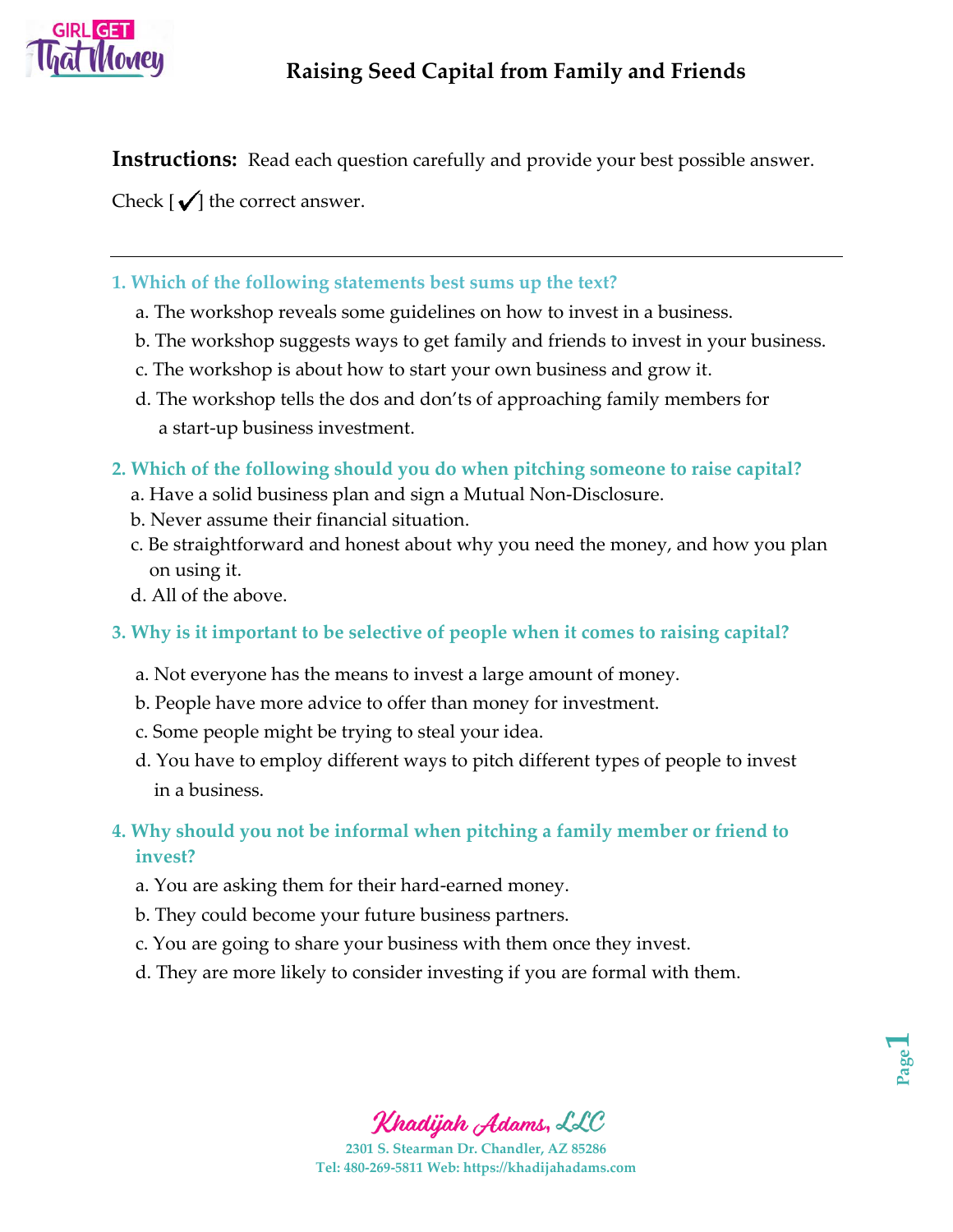# Raising Seed Capital from Family and Friends

**Instructions:** Read each question carefully and provide your best possible answer.

Check [✓] the correct answer.

---

**1. Which of the following statements best sums up the text?**

a. The workshop reveals some guidelines on how to invest in a business.

b. The workshop suggests ways to get family and friends to invest in your business.

c. The workshop is about how to start your own business and grow it.

d. The workshop tells the dos and don'ts of approaching family members for a start-up business investment.

**2. Which of the following should you do when pitching someone to raise capital?**

a. Have a solid business plan and sign a Mutual Non-Disclosure.

b. Never assume their financial situation.

c. Be straightforward and honest about why you need the money, and how you plan on using it.

d. All of the above.

**3. Why is it important to be selective of people when it comes to raising capital?**

a. Not everyone has the means to invest a large amount of money.

b. People have more advice to offer than money for investment.

c. Some people might be trying to steal your idea.

d. You have to employ different ways to pitch different types of people to invest in a business.

**4. Why should you not be informal when pitching a family member or friend to invest?**

a. You are asking them for their hard-earned money.

b. They could become your future business partners.

c. You are going to share your business with them once they invest.

d. They are more likely to consider investing if you are formal with them.

Khadijah Adams, LLC

2301 S. Stearman Dr. Chandler, AZ 85286

Tel: 480-269-5811 Web: https://khadijahadams.com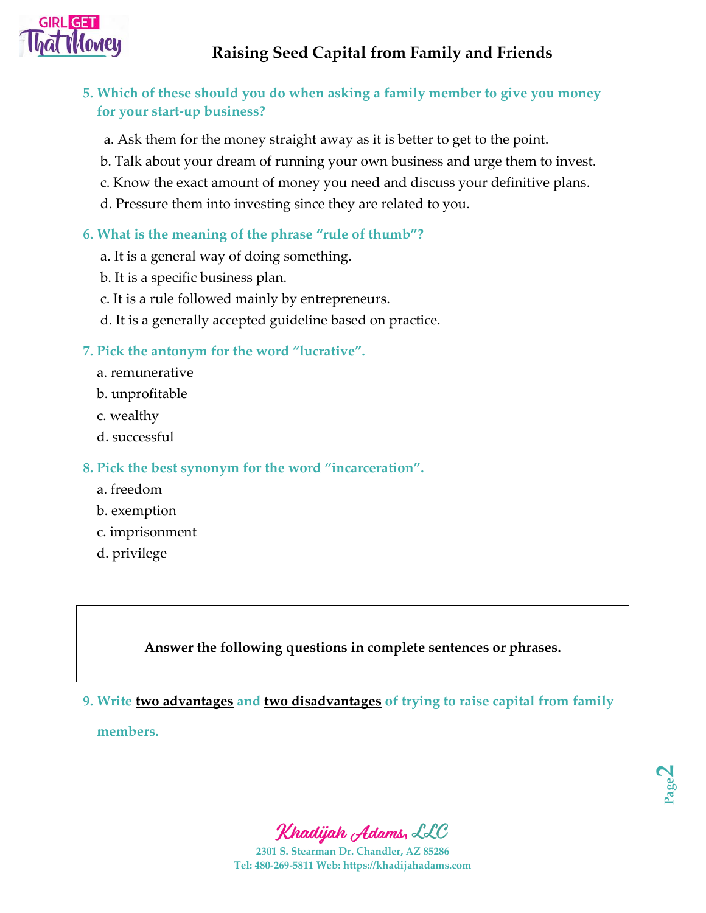**5. Which of these should you do when asking a family member to give you money for your start-up business?**

a. Ask them for the money straight away as it is better to get to the point.

b. Talk about your dream of running your own business and urge them to invest.

c. Know the exact amount of money you need and discuss your definitive plans.

d. Pressure them into investing since they are related to you.

**6. What is the meaning of the phrase "rule of thumb"?**

a. It is a general way of doing something.

b. It is a specific business plan.

c. It is a rule followed mainly by entrepreneurs.

d. It is a generally accepted guideline based on practice.

**7. Pick the antonym for the word "lucrative".**

a. remunerative

b. unprofitable

c. wealthy

d. successful

**8. Pick the best synonym for the word "incarceration".**

a. freedom

b. exemption

c. imprisonment

d. privilege

**Answer the following questions in complete sentences or phrases.**

**9. Write <u>two advantages</u> and <u>two disadvantages</u> of trying to raise capital from family members.**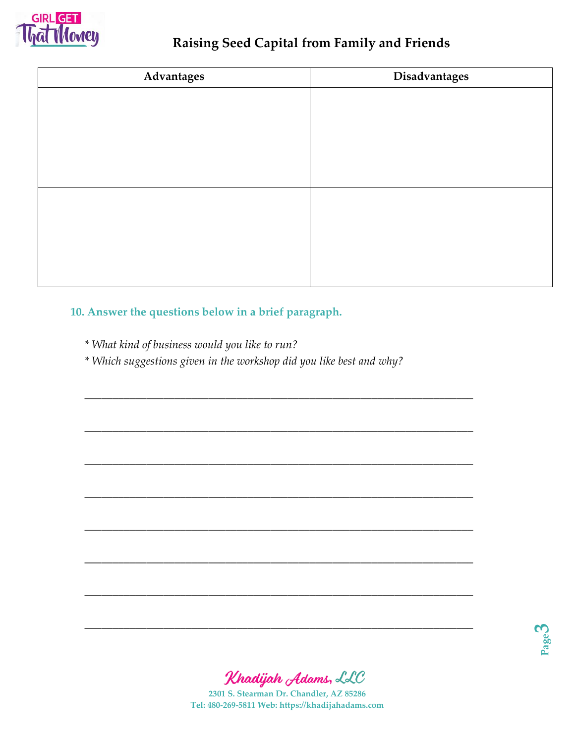## Raising Seed Capital from Family and Friends

| Advantages | Disadvantages |
|---|---|
| | |
| | |

**10. Answer the questions below in a brief paragraph.**

*\* What kind of business would you like to run?*

*\* Which suggestions given in the workshop did you like best and why?*

______________________________________________________________________

______________________________________________________________________

______________________________________________________________________

______________________________________________________________________

______________________________________________________________________

______________________________________________________________________

______________________________________________________________________

______________________________________________________________________

Khadijah Adams, LLC

2301 S. Stearman Dr. Chandler, AZ 85286

Tel: 480-269-5811 Web: https://khadijahadams.com